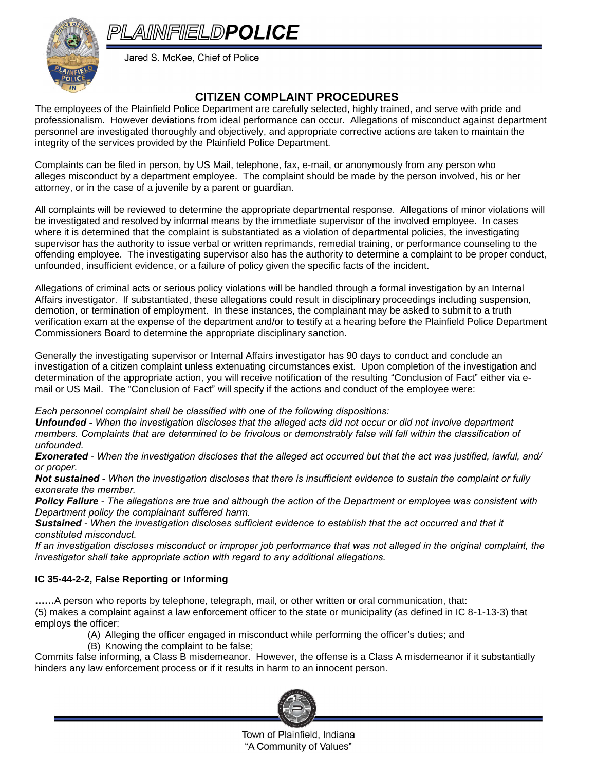# PLAINFIELD POLICE

Jared S. McKee, Chief of Police

## CITIZEN COMPLAINT PROCEDURES

The employees of the Plainfield Police Department are carefully selected, highly trained, and serve with pride and professionalism. However deviations from ideal performance can occur. Allegations of misconduct against department personnel are investigated thoroughly and objectively, and appropriate corrective actions are taken to maintain the integrity of the services provided by the Plainfield Police Department.

Complaints can be filed in person, by US Mail, telephone, fax, e-mail, or anonymously from any person who alleges misconduct by a department employee. The complaint should be made by the person involved, his or her attorney, or in the case of a juvenile by a parent or guardian.

All complaints will be reviewed to determine the appropriate departmental response. Allegations of minor violations will be investigated and resolved by informal means by the immediate supervisor of the involved employee. In cases where it is determined that the complaint is substantiated as a violation of departmental policies, the investigating supervisor has the authority to issue verbal or written reprimands, remedial training, or performance counseling to the offending employee. The investigating supervisor also has the authority to determine a complaint to be proper conduct, unfounded, insufficient evidence, or a failure of policy given the specific facts of the incident.

Allegations of criminal acts or serious policy violations will be handled through a formal investigation by an Internal Affairs investigator. If substantiated, these allegations could result in disciplinary proceedings including suspension, demotion, or termination of employment. In these instances, the complainant may be asked to submit to a truth verification exam at the expense of the department and/or to testify at a hearing before the Plainfield Police Department Commissioners Board to determine the appropriate disciplinary sanction.

Generally the investigating supervisor or Internal Affairs investigator has 90 days to conduct and conclude an investigation of a citizen complaint unless extenuating circumstances exist. Upon completion of the investigation and determination of the appropriate action, you will receive notification of the resulting "Conclusion of Fact" either via e-mail or US Mail. The "Conclusion of Fact" will specify if the actions and conduct of the employee were:

*Each personnel complaint shall be classified with one of the following dispositions:*
***Unfounded*** *- When the investigation discloses that the alleged acts did not occur or did not involve department members. Complaints that are determined to be frivolous or demonstrably false will fall within the classification of unfounded.*
***Exonerated*** *- When the investigation discloses that the alleged act occurred but that the act was justified, lawful, and/ or proper.*
***Not sustained*** *- When the investigation discloses that there is insufficient evidence to sustain the complaint or fully exonerate the member.*
***Policy Failure*** *- The allegations are true and although the action of the Department or employee was consistent with Department policy the complainant suffered harm.*
***Sustained*** *- When the investigation discloses sufficient evidence to establish that the act occurred and that it constituted misconduct.*
*If an investigation discloses misconduct or improper job performance that was not alleged in the original complaint, the investigator shall take appropriate action with regard to any additional allegations.*

**IC 35-44-2-2, False Reporting or Informing**

**……**A person who reports by telephone, telegraph, mail, or other written or oral communication, that:
(5) makes a complaint against a law enforcement officer to the state or municipality (as defined in IC 8-1-13-3) that employs the officer:

- (A) Alleging the officer engaged in misconduct while performing the officer's duties; and
- (B) Knowing the complaint to be false;

Commits false informing, a Class B misdemeanor. However, the offense is a Class A misdemeanor if it substantially hinders any law enforcement process or if it results in harm to an innocent person.

Town of Plainfield, Indiana
"A Community of Values"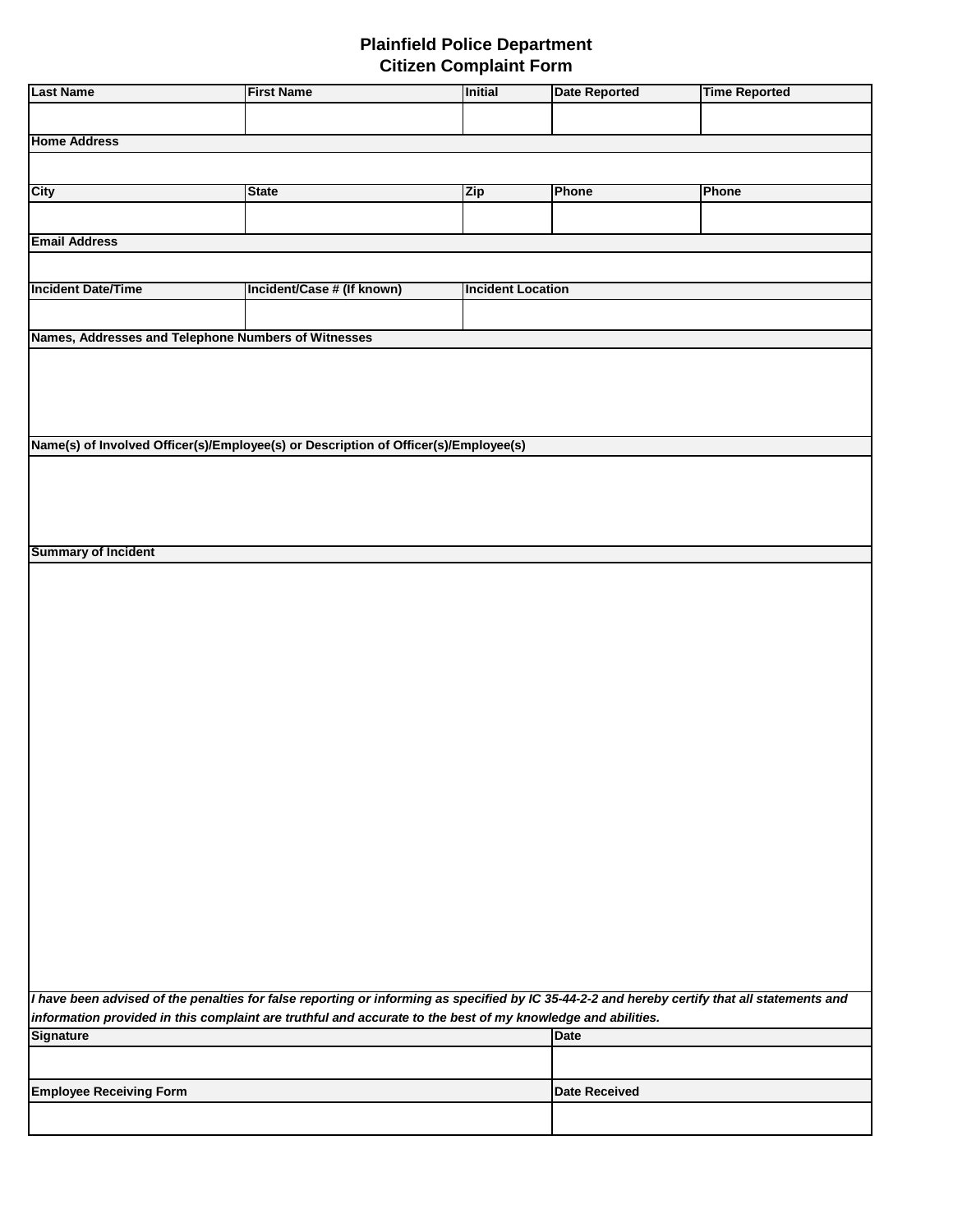# Plainfield Police Department
## Citizen Complaint Form

| Last Name | First Name | Initial | Date Reported | Time Reported |
|---|---|---|---|---|
| | | | | |

| Home Address |
|---|
| |

| City | State | Zip | Phone | Phone |
|---|---|---|---|---|
| | | | | |

| Email Address |
|---|
| |

| Incident Date/Time | Incident/Case # (If known) | Incident Location |
|---|---|---|
| | | |

| Names, Addresses and Telephone Numbers of Witnesses |
|---|
| |

| Name(s) of Involved Officer(s)/Employee(s) or Description of Officer(s)/Employee(s) |
|---|
| |

| Summary of Incident |
|---|
| |

*I have been advised of the penalties for false reporting or informing as specified by IC 35-44-2-2 and hereby certify that all statements and information provided in this complaint are truthful and accurate to the best of my knowledge and abilities.*

| Signature | Date |
|---|---|
| | |

| Employee Receiving Form | Date Received |
|---|---|
| | |